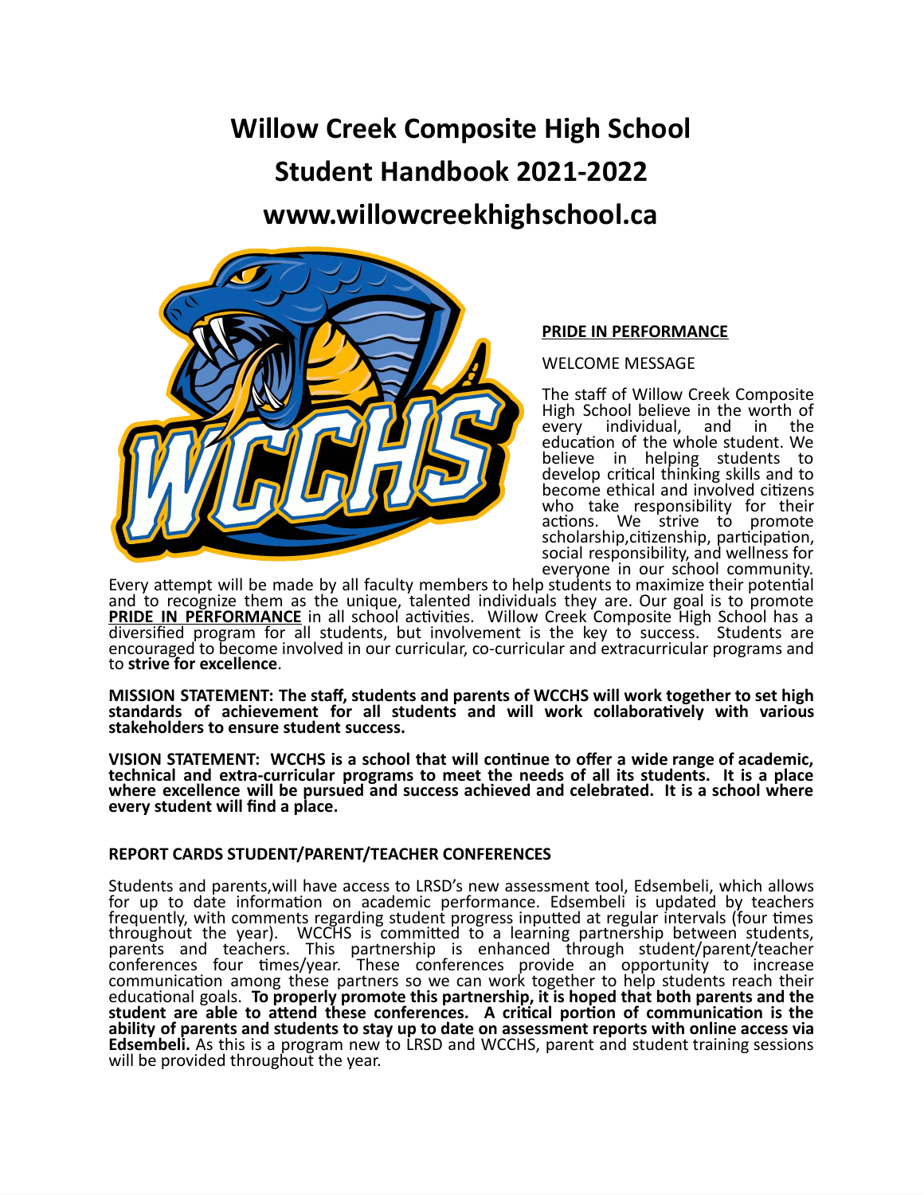# Willow Creek Composite High School
# Student Handbook 2021-2022
# www.willowcreekhighschool.ca

**PRIDE IN PERFORMANCE**

WELCOME MESSAGE

The staff of Willow Creek Composite High School believe in the worth of every individual, and in the education of the whole student. We believe in helping students to develop critical thinking skills and to become ethical and involved citizens who take responsibility for their actions. We strive to promote scholarship,citizenship, participation, social responsibility, and wellness for everyone in our school community. Every attempt will be made by all faculty members to help students to maximize their potential and to recognize them as the unique, talented individuals they are. Our goal is to promote **PRIDE IN PERFORMANCE** in all school activities. Willow Creek Composite High School has a diversified program for all students, but involvement is the key to success. Students are encouraged to become involved in our curricular, co-curricular and extracurricular programs and to **strive for excellence**.

**MISSION STATEMENT: The staff, students and parents of WCCHS will work together to set high standards of achievement for all students and will work collaboratively with various stakeholders to ensure student success.**

**VISION STATEMENT: WCCHS is a school that will continue to offer a wide range of academic, technical and extra-curricular programs to meet the needs of all its students. It is a place where excellence will be pursued and success achieved and celebrated. It is a school where every student will find a place.**

**REPORT CARDS STUDENT/PARENT/TEACHER CONFERENCES**

Students and parents,will have access to LRSD's new assessment tool, Edsembeli, which allows for up to date information on academic performance. Edsembeli is updated by teachers frequently, with comments regarding student progress inputted at regular intervals (four times throughout the year). WCCHS is committed to a learning partnership between students, parents and teachers. This partnership is enhanced through student/parent/teacher conferences four times/year. These conferences provide an opportunity to increase communication among these partners so we can work together to help students reach their educational goals. **To properly promote this partnership, it is hoped that both parents and the student are able to attend these conferences. A critical portion of communication is the ability of parents and students to stay up to date on assessment reports with online access via Edsembeli.** As this is a program new to LRSD and WCCHS, parent and student training sessions will be provided throughout the year.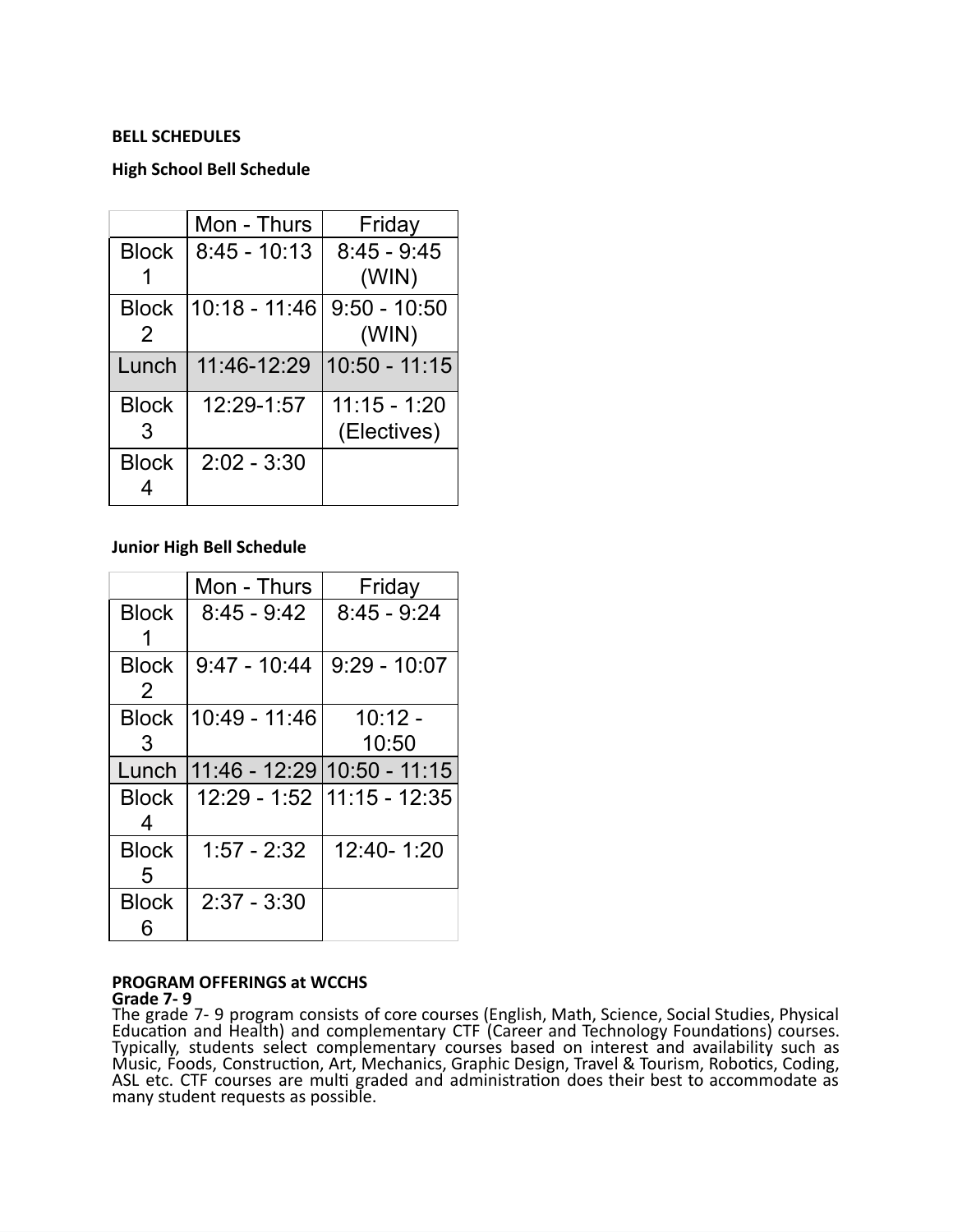**BELL SCHEDULES**

**High School Bell Schedule**

| | Mon - Thurs | Friday |
|---|---|---|
| Block 1 | 8:45 - 10:13 | 8:45 - 9:45 (WIN) |
| Block 2 | 10:18 - 11:46 | 9:50 - 10:50 (WIN) |
| Lunch | 11:46-12:29 | 10:50 - 11:15 |
| Block 3 | 12:29-1:57 | 11:15 - 1:20 (Electives) |
| Block 4 | 2:02 - 3:30 | |

**Junior High Bell Schedule**

| | Mon - Thurs | Friday |
|---|---|---|
| Block 1 | 8:45 - 9:42 | 8:45 - 9:24 |
| Block 2 | 9:47 - 10:44 | 9:29 - 10:07 |
| Block 3 | 10:49 - 11:46 | 10:12 - 10:50 |
| Lunch | 11:46 - 12:29 | 10:50 - 11:15 |
| Block 4 | 12:29 - 1:52 | 11:15 - 12:35 |
| Block 5 | 1:57 - 2:32 | 12:40- 1:20 |
| Block 6 | 2:37 - 3:30 | |

**PROGRAM OFFERINGS at WCCHS**

**Grade 7- 9**

The grade 7- 9 program consists of core courses (English, Math, Science, Social Studies, Physical Education and Health) and complementary CTF (Career and Technology Foundations) courses. Typically, students select complementary courses based on interest and availability such as Music, Foods, Construction, Art, Mechanics, Graphic Design, Travel & Tourism, Robotics, Coding, ASL etc. CTF courses are multi graded and administration does their best to accommodate as many student requests as possible.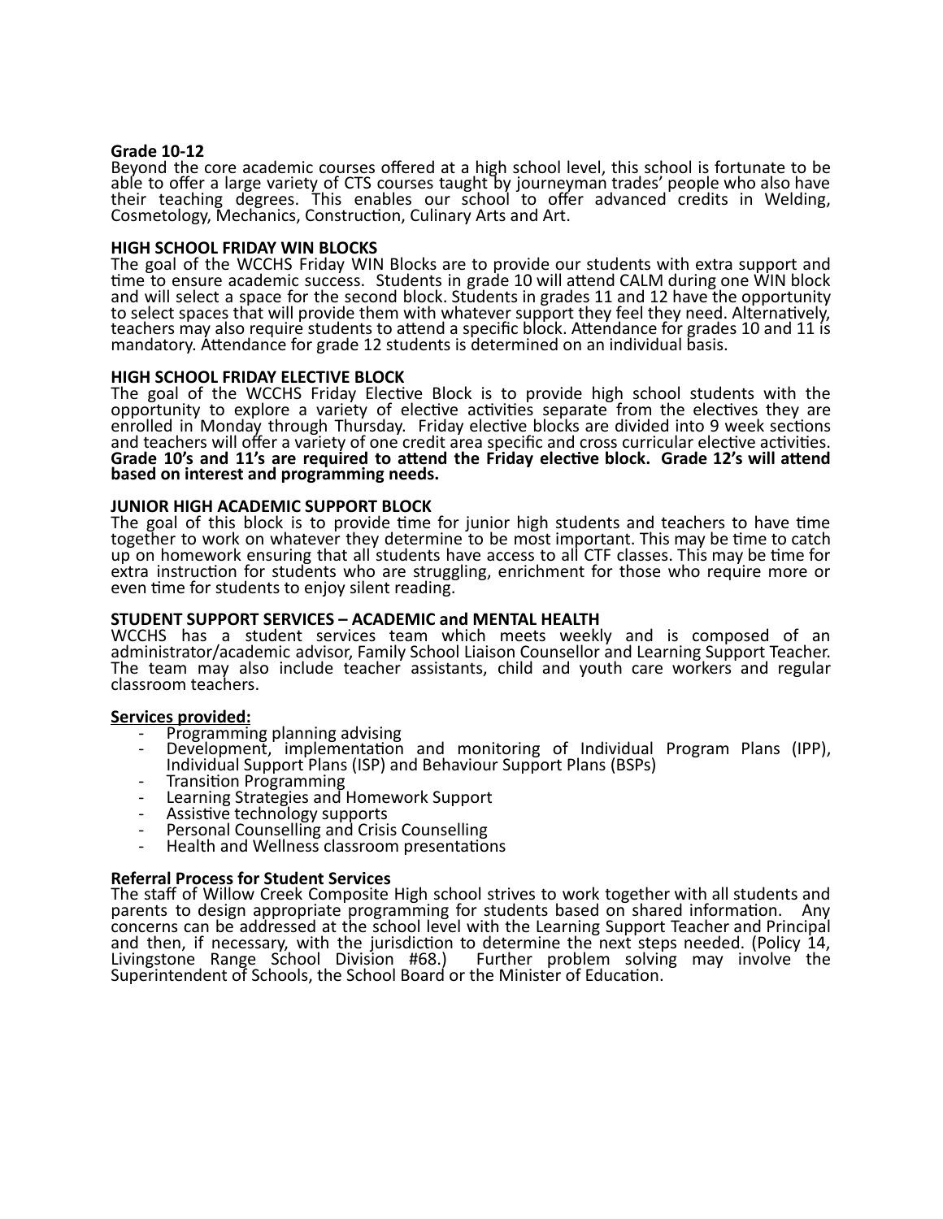**Grade 10-12**

Beyond the core academic courses offered at a high school level, this school is fortunate to be able to offer a large variety of CTS courses taught by journeyman trades' people who also have their teaching degrees. This enables our school to offer advanced credits in Welding, Cosmetology, Mechanics, Construction, Culinary Arts and Art.

**HIGH SCHOOL FRIDAY WIN BLOCKS**

The goal of the WCCHS Friday WIN Blocks are to provide our students with extra support and time to ensure academic success. Students in grade 10 will attend CALM during one WIN block and will select a space for the second block. Students in grades 11 and 12 have the opportunity to select spaces that will provide them with whatever support they feel they need. Alternatively, teachers may also require students to attend a specific block. Attendance for grades 10 and 11 is mandatory. Attendance for grade 12 students is determined on an individual basis.

**HIGH SCHOOL FRIDAY ELECTIVE BLOCK**

The goal of the WCCHS Friday Elective Block is to provide high school students with the opportunity to explore a variety of elective activities separate from the electives they are enrolled in Monday through Thursday. Friday elective blocks are divided into 9 week sections and teachers will offer a variety of one credit area specific and cross curricular elective activities. **Grade 10's and 11's are required to attend the Friday elective block. Grade 12's will attend based on interest and programming needs.**

**JUNIOR HIGH ACADEMIC SUPPORT BLOCK**

The goal of this block is to provide time for junior high students and teachers to have time together to work on whatever they determine to be most important. This may be time to catch up on homework ensuring that all students have access to all CTF classes. This may be time for extra instruction for students who are struggling, enrichment for those who require more or even time for students to enjoy silent reading.

**STUDENT SUPPORT SERVICES – ACADEMIC and MENTAL HEALTH**

WCCHS has a student services team which meets weekly and is composed of an administrator/academic advisor, Family School Liaison Counsellor and Learning Support Teacher. The team may also include teacher assistants, child and youth care workers and regular classroom teachers.

**Services provided:**

- Programming planning advising
- Development, implementation and monitoring of Individual Program Plans (IPP), Individual Support Plans (ISP) and Behaviour Support Plans (BSPs)
- Transition Programming
- Learning Strategies and Homework Support
- Assistive technology supports
- Personal Counselling and Crisis Counselling
- Health and Wellness classroom presentations

**Referral Process for Student Services**

The staff of Willow Creek Composite High school strives to work together with all students and parents to design appropriate programming for students based on shared information. Any concerns can be addressed at the school level with the Learning Support Teacher and Principal and then, if necessary, with the jurisdiction to determine the next steps needed. (Policy 14, Livingstone Range School Division #68.) Further problem solving may involve the Superintendent of Schools, the School Board or the Minister of Education.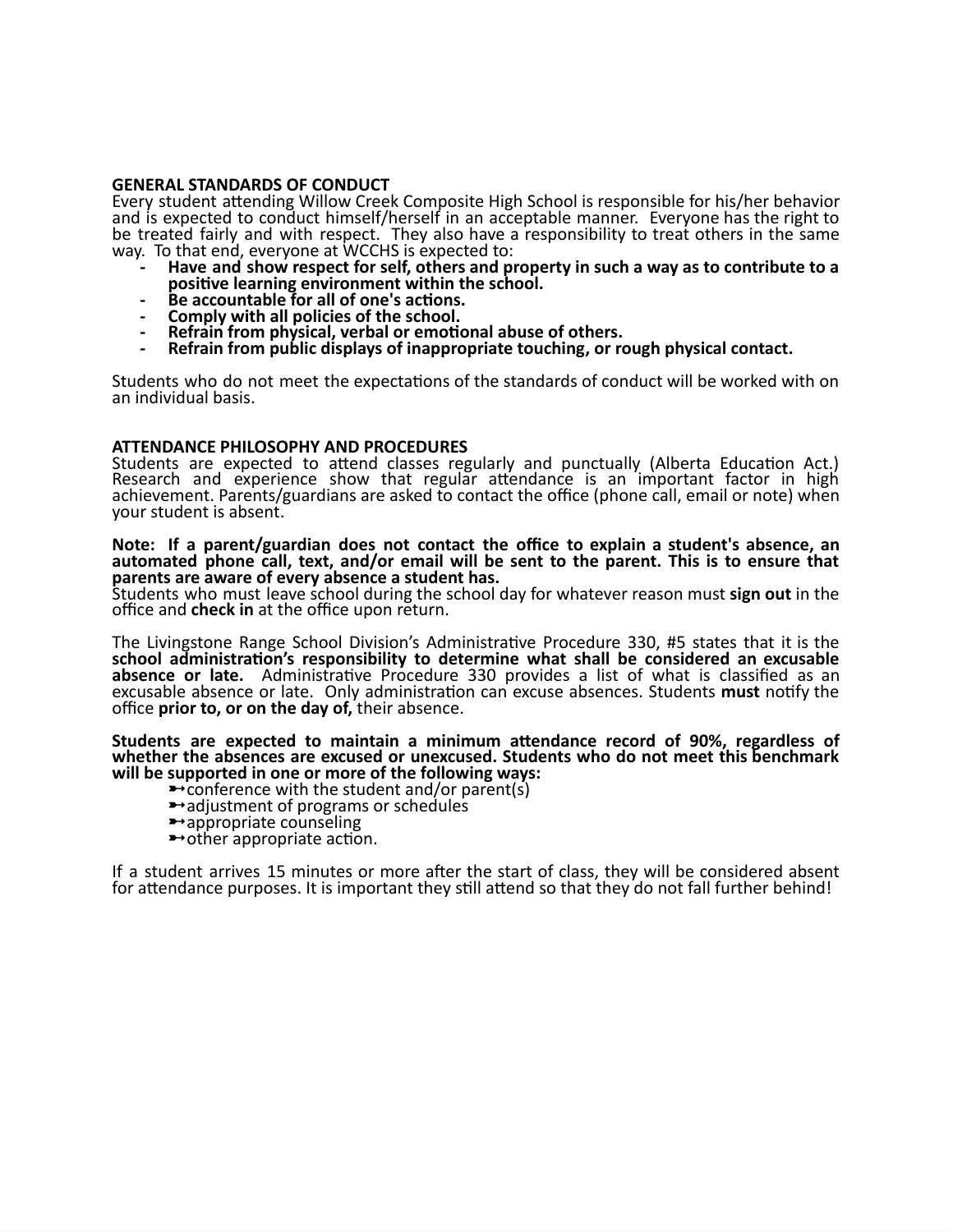## GENERAL STANDARDS OF CONDUCT

Every student attending Willow Creek Composite High School is responsible for his/her behavior and is expected to conduct himself/herself in an acceptable manner. Everyone has the right to be treated fairly and with respect. They also have a responsibility to treat others in the same way. To that end, everyone at WCCHS is expected to:

- **Have and show respect for self, others and property in such a way as to contribute to a positive learning environment within the school.**
- **Be accountable for all of one's actions.**
- **Comply with all policies of the school.**
- **Refrain from physical, verbal or emotional abuse of others.**
- **Refrain from public displays of inappropriate touching, or rough physical contact.**

Students who do not meet the expectations of the standards of conduct will be worked with on an individual basis.

## ATTENDANCE PHILOSOPHY AND PROCEDURES

Students are expected to attend classes regularly and punctually (Alberta Education Act.) Research and experience show that regular attendance is an important factor in high achievement. Parents/guardians are asked to contact the office (phone call, email or note) when your student is absent.

**Note: If a parent/guardian does not contact the office to explain a student's absence, an automated phone call, text, and/or email will be sent to the parent. This is to ensure that parents are aware of every absence a student has.**

Students who must leave school during the school day for whatever reason must **sign out** in the office and **check in** at the office upon return.

The Livingstone Range School Division's Administrative Procedure 330, #5 states that it is the **school administration's responsibility to determine what shall be considered an excusable absence or late.** Administrative Procedure 330 provides a list of what is classified as an excusable absence or late. Only administration can excuse absences. Students **must** notify the office **prior to, or on the day of,** their absence.

**Students are expected to maintain a minimum attendance record of 90%, regardless of whether the absences are excused or unexcused. Students who do not meet this benchmark will be supported in one or more of the following ways:**

- ➸conference with the student and/or parent(s)
- ➸adjustment of programs or schedules
- ➸appropriate counseling
- ➸other appropriate action.

If a student arrives 15 minutes or more after the start of class, they will be considered absent for attendance purposes. It is important they still attend so that they do not fall further behind!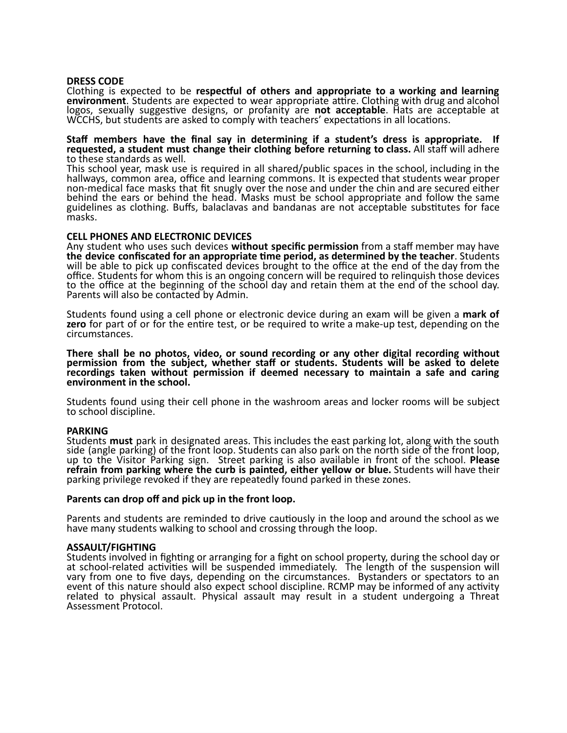## DRESS CODE

Clothing is expected to be **respectful of others and appropriate to a working and learning environment**. Students are expected to wear appropriate attire. Clothing with drug and alcohol logos, sexually suggestive designs, or profanity are **not acceptable**. Hats are acceptable at WCCHS, but students are asked to comply with teachers' expectations in all locations.

**Staff members have the final say in determining if a student's dress is appropriate. If requested, a student must change their clothing before returning to class.** All staff will adhere to these standards as well.

This school year, mask use is required in all shared/public spaces in the school, including in the hallways, common area, office and learning commons. It is expected that students wear proper non-medical face masks that fit snugly over the nose and under the chin and are secured either behind the ears or behind the head. Masks must be school appropriate and follow the same guidelines as clothing. Buffs, balaclavas and bandanas are not acceptable substitutes for face masks.

## CELL PHONES AND ELECTRONIC DEVICES

Any student who uses such devices **without specific permission** from a staff member may have **the device confiscated for an appropriate time period, as determined by the teacher**. Students will be able to pick up confiscated devices brought to the office at the end of the day from the office. Students for whom this is an ongoing concern will be required to relinquish those devices to the office at the beginning of the school day and retain them at the end of the school day. Parents will also be contacted by Admin.

Students found using a cell phone or electronic device during an exam will be given a **mark of zero** for part of or for the entire test, or be required to write a make-up test, depending on the circumstances.

**There shall be no photos, video, or sound recording or any other digital recording without permission from the subject, whether staff or students. Students will be asked to delete recordings taken without permission if deemed necessary to maintain a safe and caring environment in the school.**

Students found using their cell phone in the washroom areas and locker rooms will be subject to school discipline.

## PARKING

Students **must** park in designated areas. This includes the east parking lot, along with the south side (angle parking) of the front loop. Students can also park on the north side of the front loop, up to the Visitor Parking sign. Street parking is also available in front of the school. **Please refrain from parking where the curb is painted, either yellow or blue.** Students will have their parking privilege revoked if they are repeatedly found parked in these zones.

**Parents can drop off and pick up in the front loop.**

Parents and students are reminded to drive cautiously in the loop and around the school as we have many students walking to school and crossing through the loop.

## ASSAULT/FIGHTING

Students involved in fighting or arranging for a fight on school property, during the school day or at school-related activities will be suspended immediately. The length of the suspension will vary from one to five days, depending on the circumstances. Bystanders or spectators to an event of this nature should also expect school discipline. RCMP may be informed of any activity related to physical assault. Physical assault may result in a student undergoing a Threat Assessment Protocol.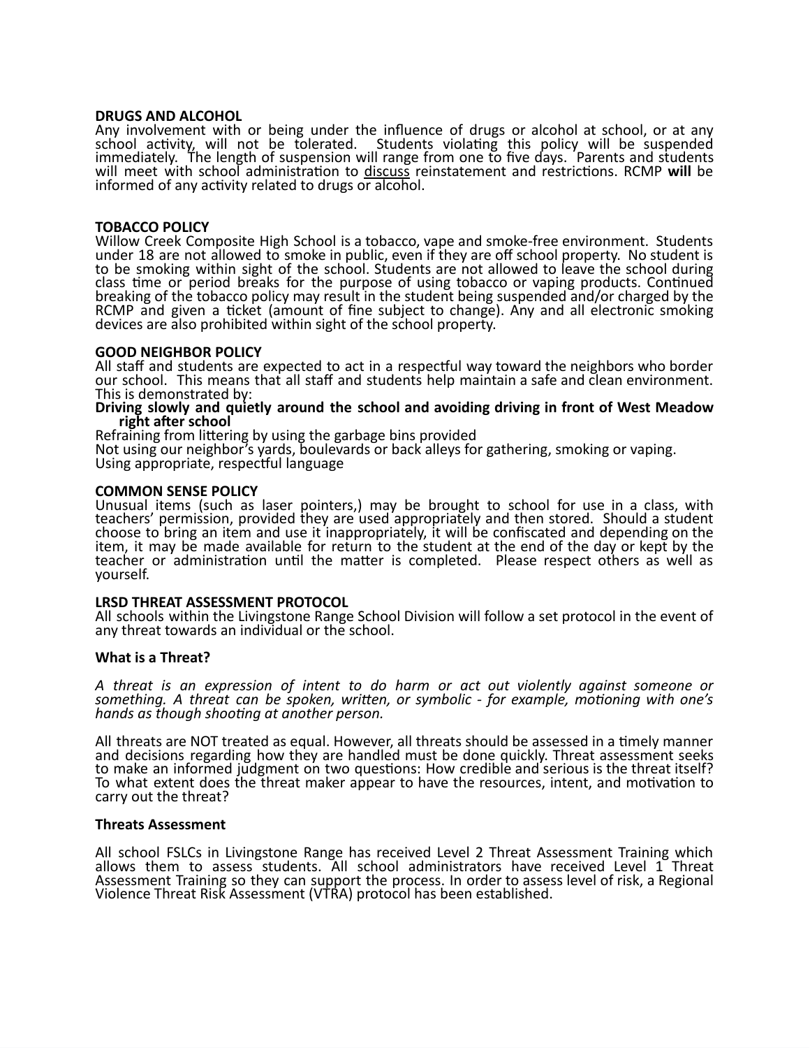**DRUGS AND ALCOHOL**
Any involvement with or being under the influence of drugs or alcohol at school, or at any school activity, will not be tolerated. Students violating this policy will be suspended immediately. The length of suspension will range from one to five days. Parents and students will meet with school administration to <u>discuss</u> reinstatement and restrictions. RCMP **will** be informed of any activity related to drugs or alcohol.

**TOBACCO POLICY**
Willow Creek Composite High School is a tobacco, vape and smoke-free environment. Students under 18 are not allowed to smoke in public, even if they are off school property. No student is to be smoking within sight of the school. Students are not allowed to leave the school during class time or period breaks for the purpose of using tobacco or vaping products. Continued breaking of the tobacco policy may result in the student being suspended and/or charged by the RCMP and given a ticket (amount of fine subject to change). Any and all electronic smoking devices are also prohibited within sight of the school property.

**GOOD NEIGHBOR POLICY**
All staff and students are expected to act in a respectful way toward the neighbors who border our school. This means that all staff and students help maintain a safe and clean environment. This is demonstrated by:
**Driving slowly and quietly around the school and avoiding driving in front of West Meadow right after school**
Refraining from littering by using the garbage bins provided
Not using our neighbor's yards, boulevards or back alleys for gathering, smoking or vaping.
Using appropriate, respectful language

**COMMON SENSE POLICY**
Unusual items (such as laser pointers,) may be brought to school for use in a class, with teachers' permission, provided they are used appropriately and then stored. Should a student choose to bring an item and use it inappropriately, it will be confiscated and depending on the item, it may be made available for return to the student at the end of the day or kept by the teacher or administration until the matter is completed. Please respect others as well as yourself.

**LRSD THREAT ASSESSMENT PROTOCOL**
All schools within the Livingstone Range School Division will follow a set protocol in the event of any threat towards an individual or the school.

**What is a Threat?**

*A threat is an expression of intent to do harm or act out violently against someone or something. A threat can be spoken, written, or symbolic - for example, motioning with one's hands as though shooting at another person.*

All threats are NOT treated as equal. However, all threats should be assessed in a timely manner and decisions regarding how they are handled must be done quickly. Threat assessment seeks to make an informed judgment on two questions: How credible and serious is the threat itself? To what extent does the threat maker appear to have the resources, intent, and motivation to carry out the threat?

**Threats Assessment**

All school FSLCs in Livingstone Range has received Level 2 Threat Assessment Training which allows them to assess students. All school administrators have received Level 1 Threat Assessment Training so they can support the process. In order to assess level of risk, a Regional Violence Threat Risk Assessment (VTRA) protocol has been established.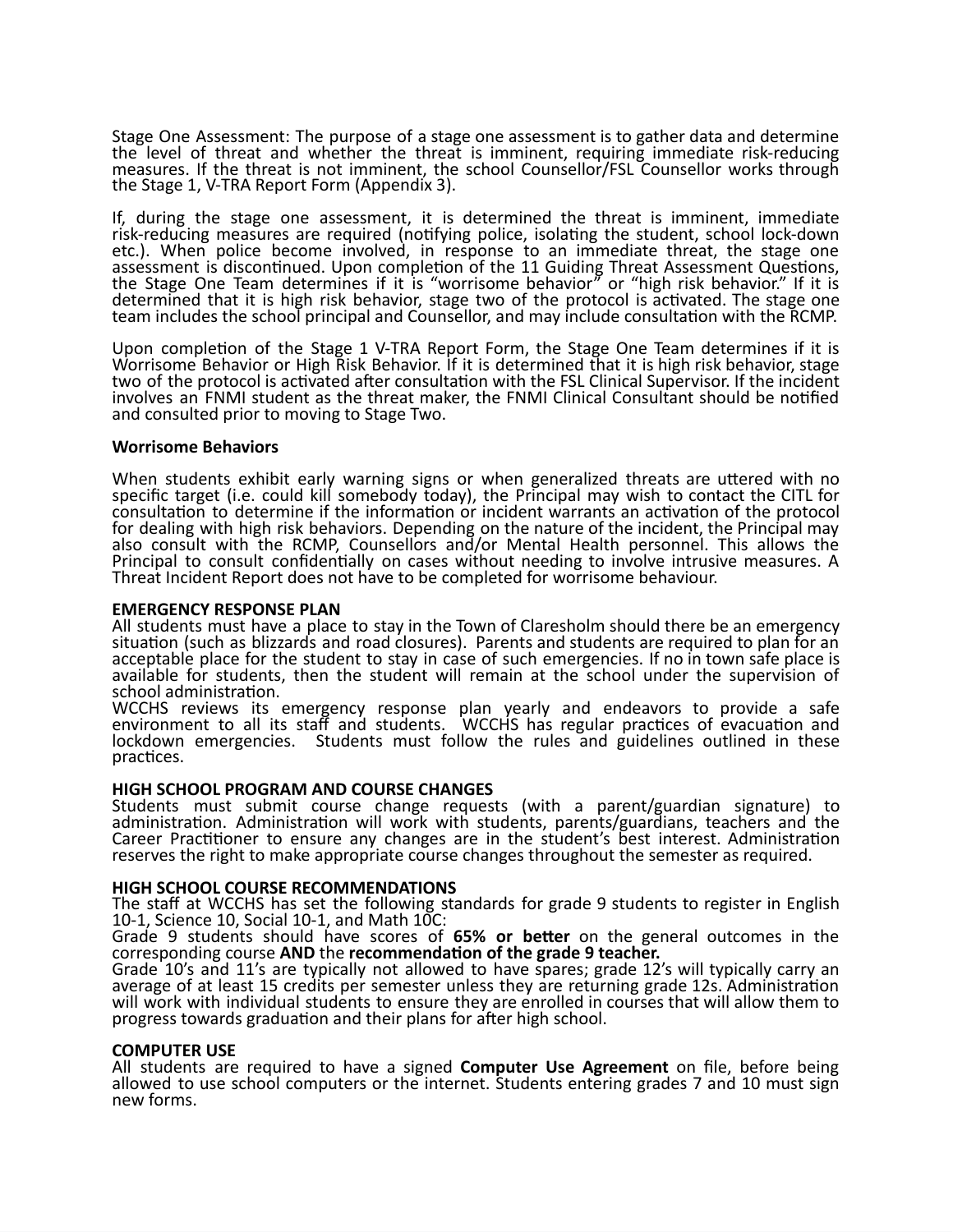Stage One Assessment: The purpose of a stage one assessment is to gather data and determine the level of threat and whether the threat is imminent, requiring immediate risk-reducing measures. If the threat is not imminent, the school Counsellor/FSL Counsellor works through the Stage 1, V-TRA Report Form (Appendix 3).

If, during the stage one assessment, it is determined the threat is imminent, immediate risk-reducing measures are required (notifying police, isolating the student, school lock-down etc.). When police become involved, in response to an immediate threat, the stage one assessment is discontinued. Upon completion of the 11 Guiding Threat Assessment Questions, the Stage One Team determines if it is "worrisome behavior" or "high risk behavior." If it is determined that it is high risk behavior, stage two of the protocol is activated. The stage one team includes the school principal and Counsellor, and may include consultation with the RCMP.

Upon completion of the Stage 1 V-TRA Report Form, the Stage One Team determines if it is Worrisome Behavior or High Risk Behavior. If it is determined that it is high risk behavior, stage two of the protocol is activated after consultation with the FSL Clinical Supervisor. If the incident involves an FNMI student as the threat maker, the FNMI Clinical Consultant should be notified and consulted prior to moving to Stage Two.

**Worrisome Behaviors**

When students exhibit early warning signs or when generalized threats are uttered with no specific target (i.e. could kill somebody today), the Principal may wish to contact the CITL for consultation to determine if the information or incident warrants an activation of the protocol for dealing with high risk behaviors. Depending on the nature of the incident, the Principal may also consult with the RCMP, Counsellors and/or Mental Health personnel. This allows the Principal to consult confidentially on cases without needing to involve intrusive measures. A Threat Incident Report does not have to be completed for worrisome behaviour.

**EMERGENCY RESPONSE PLAN**

All students must have a place to stay in the Town of Claresholm should there be an emergency situation (such as blizzards and road closures). Parents and students are required to plan for an acceptable place for the student to stay in case of such emergencies. If no in town safe place is available for students, then the student will remain at the school under the supervision of school administration.

WCCHS reviews its emergency response plan yearly and endeavors to provide a safe environment to all its staff and students. WCCHS has regular practices of evacuation and lockdown emergencies. Students must follow the rules and guidelines outlined in these practices.

**HIGH SCHOOL PROGRAM AND COURSE CHANGES**

Students must submit course change requests (with a parent/guardian signature) to administration. Administration will work with students, parents/guardians, teachers and the Career Practitioner to ensure any changes are in the student's best interest. Administration reserves the right to make appropriate course changes throughout the semester as required.

**HIGH SCHOOL COURSE RECOMMENDATIONS**

The staff at WCCHS has set the following standards for grade 9 students to register in English 10-1, Science 10, Social 10-1, and Math 10C:

Grade 9 students should have scores of **65% or better** on the general outcomes in the corresponding course **AND** the **recommendation of the grade 9 teacher.**

Grade 10's and 11's are typically not allowed to have spares; grade 12's will typically carry an average of at least 15 credits per semester unless they are returning grade 12s. Administration will work with individual students to ensure they are enrolled in courses that will allow them to progress towards graduation and their plans for after high school.

**COMPUTER USE**

All students are required to have a signed **Computer Use Agreement** on file, before being allowed to use school computers or the internet. Students entering grades 7 and 10 must sign new forms.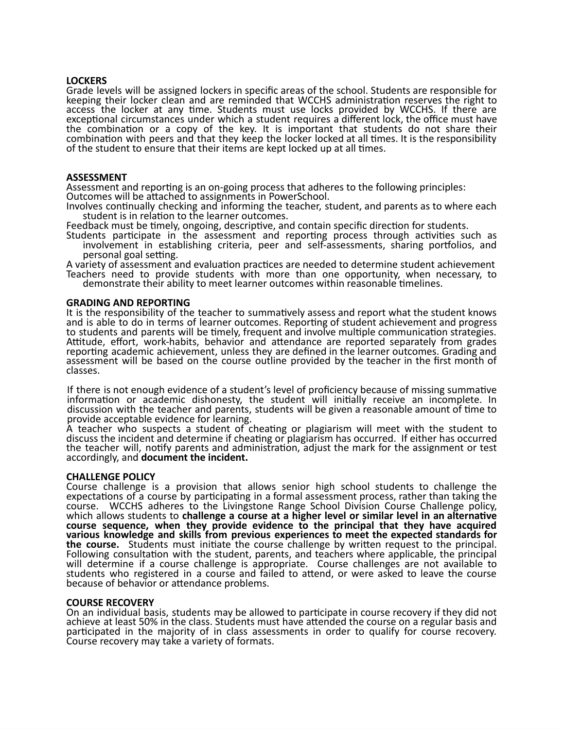## LOCKERS

Grade levels will be assigned lockers in specific areas of the school. Students are responsible for keeping their locker clean and are reminded that WCCHS administration reserves the right to access the locker at any time. Students must use locks provided by WCCHS. If there are exceptional circumstances under which a student requires a different lock, the office must have the combination or a copy of the key. It is important that students do not share their combination with peers and that they keep the locker locked at all times. It is the responsibility of the student to ensure that their items are kept locked up at all times.

## ASSESSMENT

Assessment and reporting is an on-going process that adheres to the following principles:

- Outcomes will be attached to assignments in PowerSchool.
- Involves continually checking and informing the teacher, student, and parents as to where each student is in relation to the learner outcomes.
- Feedback must be timely, ongoing, descriptive, and contain specific direction for students.
- Students participate in the assessment and reporting process through activities such as involvement in establishing criteria, peer and self-assessments, sharing portfolios, and personal goal setting.
- A variety of assessment and evaluation practices are needed to determine student achievement
- Teachers need to provide students with more than one opportunity, when necessary, to demonstrate their ability to meet learner outcomes within reasonable timelines.

## GRADING AND REPORTING

It is the responsibility of the teacher to summatively assess and report what the student knows and is able to do in terms of learner outcomes. Reporting of student achievement and progress to students and parents will be timely, frequent and involve multiple communication strategies. Attitude, effort, work-habits, behavior and attendance are reported separately from grades reporting academic achievement, unless they are defined in the learner outcomes. Grading and assessment will be based on the course outline provided by the teacher in the first month of classes.

If there is not enough evidence of a student's level of proficiency because of missing summative information or academic dishonesty, the student will initially receive an incomplete. In discussion with the teacher and parents, students will be given a reasonable amount of time to provide acceptable evidence for learning.

A teacher who suspects a student of cheating or plagiarism will meet with the student to discuss the incident and determine if cheating or plagiarism has occurred. If either has occurred the teacher will, notify parents and administration, adjust the mark for the assignment or test accordingly, and **document the incident.**

## CHALLENGE POLICY

Course challenge is a provision that allows senior high school students to challenge the expectations of a course by participating in a formal assessment process, rather than taking the course. WCCHS adheres to the Livingstone Range School Division Course Challenge policy, which allows students to **challenge a course at a higher level or similar level in an alternative course sequence, when they provide evidence to the principal that they have acquired various knowledge and skills from previous experiences to meet the expected standards for the course.** Students must initiate the course challenge by written request to the principal. Following consultation with the student, parents, and teachers where applicable, the principal will determine if a course challenge is appropriate. Course challenges are not available to students who registered in a course and failed to attend, or were asked to leave the course because of behavior or attendance problems.

## COURSE RECOVERY

On an individual basis, students may be allowed to participate in course recovery if they did not achieve at least 50% in the class. Students must have attended the course on a regular basis and participated in the majority of in class assessments in order to qualify for course recovery. Course recovery may take a variety of formats.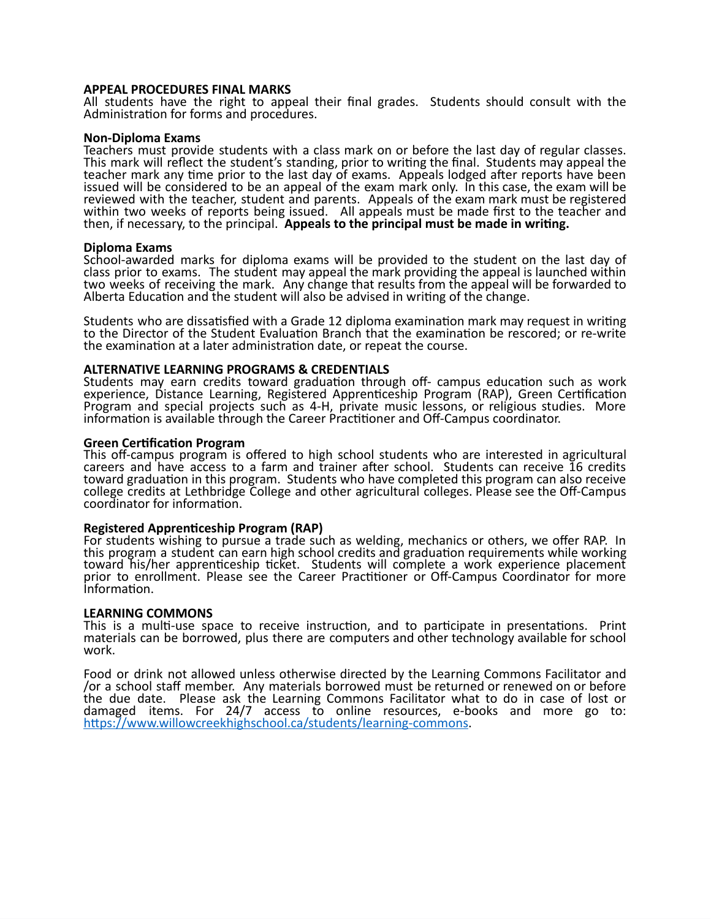**APPEAL PROCEDURES FINAL MARKS**
All students have the right to appeal their final grades. Students should consult with the Administration for forms and procedures.

**Non-Diploma Exams**
Teachers must provide students with a class mark on or before the last day of regular classes. This mark will reflect the student's standing, prior to writing the final. Students may appeal the teacher mark any time prior to the last day of exams. Appeals lodged after reports have been issued will be considered to be an appeal of the exam mark only. In this case, the exam will be reviewed with the teacher, student and parents. Appeals of the exam mark must be registered within two weeks of reports being issued. All appeals must be made first to the teacher and then, if necessary, to the principal. **Appeals to the principal must be made in writing.**

**Diploma Exams**
School-awarded marks for diploma exams will be provided to the student on the last day of class prior to exams. The student may appeal the mark providing the appeal is launched within two weeks of receiving the mark. Any change that results from the appeal will be forwarded to Alberta Education and the student will also be advised in writing of the change.

Students who are dissatisfied with a Grade 12 diploma examination mark may request in writing to the Director of the Student Evaluation Branch that the examination be rescored; or re-write the examination at a later administration date, or repeat the course.

**ALTERNATIVE LEARNING PROGRAMS & CREDENTIALS**
Students may earn credits toward graduation through off- campus education such as work experience, Distance Learning, Registered Apprenticeship Program (RAP), Green Certification Program and special projects such as 4-H, private music lessons, or religious studies. More information is available through the Career Practitioner and Off-Campus coordinator.

**Green Certification Program**
This off-campus program is offered to high school students who are interested in agricultural careers and have access to a farm and trainer after school. Students can receive 16 credits toward graduation in this program. Students who have completed this program can also receive college credits at Lethbridge College and other agricultural colleges. Please see the Off-Campus coordinator for information.

**Registered Apprenticeship Program (RAP)**
For students wishing to pursue a trade such as welding, mechanics or others, we offer RAP. In this program a student can earn high school credits and graduation requirements while working toward his/her apprenticeship ticket. Students will complete a work experience placement prior to enrollment. Please see the Career Practitioner or Off-Campus Coordinator for more Information.

**LEARNING COMMONS**
This is a multi-use space to receive instruction, and to participate in presentations. Print materials can be borrowed, plus there are computers and other technology available for school work.

Food or drink not allowed unless otherwise directed by the Learning Commons Facilitator and /or a school staff member. Any materials borrowed must be returned or renewed on or before the due date. Please ask the Learning Commons Facilitator what to do in case of lost or damaged items. For 24/7 access to online resources, e-books and more go to: https://www.willowcreekhighschool.ca/students/learning-commons.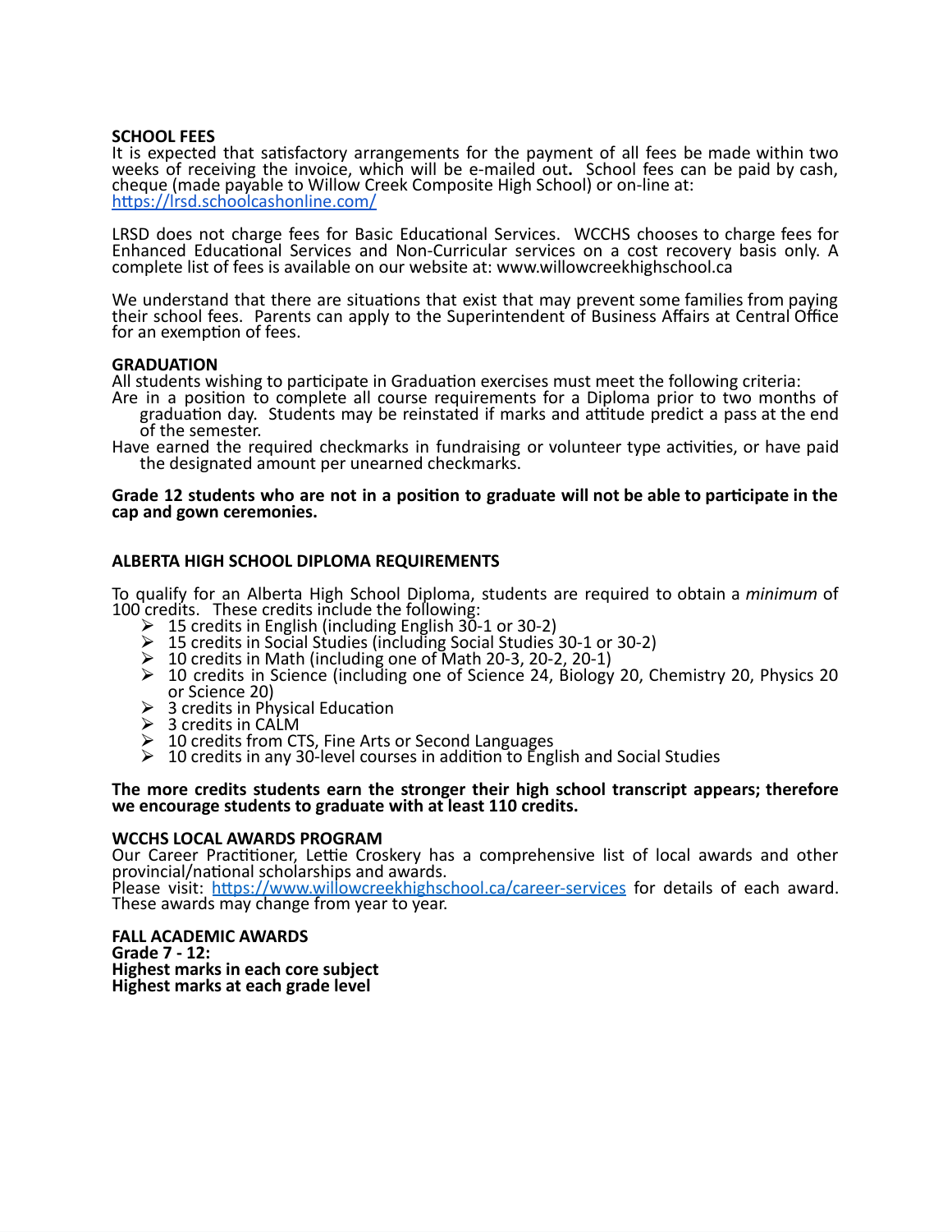**SCHOOL FEES**
It is expected that satisfactory arrangements for the payment of all fees be made within two weeks of receiving the invoice, which will be e-mailed out**.** School fees can be paid by cash, cheque (made payable to Willow Creek Composite High School) or on-line at: https://lrsd.schoolcashonline.com/

LRSD does not charge fees for Basic Educational Services. WCCHS chooses to charge fees for Enhanced Educational Services and Non-Curricular services on a cost recovery basis only. A complete list of fees is available on our website at: www.willowcreekhighschool.ca

We understand that there are situations that exist that may prevent some families from paying their school fees. Parents can apply to the Superintendent of Business Affairs at Central Office for an exemption of fees.

**GRADUATION**
All students wishing to participate in Graduation exercises must meet the following criteria:
Are in a position to complete all course requirements for a Diploma prior to two months of graduation day. Students may be reinstated if marks and attitude predict a pass at the end of the semester.
Have earned the required checkmarks in fundraising or volunteer type activities, or have paid the designated amount per unearned checkmarks.

**Grade 12 students who are not in a position to graduate will not be able to participate in the cap and gown ceremonies.**

**ALBERTA HIGH SCHOOL DIPLOMA REQUIREMENTS**

To qualify for an Alberta High School Diploma, students are required to obtain a *minimum* of 100 credits. These credits include the following:

- 15 credits in English (including English 30-1 or 30-2)
- 15 credits in Social Studies (including Social Studies 30-1 or 30-2)
- 10 credits in Math (including one of Math 20-3, 20-2, 20-1)
- 10 credits in Science (including one of Science 24, Biology 20, Chemistry 20, Physics 20 or Science 20)
- 3 credits in Physical Education
- 3 credits in CALM
- 10 credits from CTS, Fine Arts or Second Languages
- 10 credits in any 30-level courses in addition to English and Social Studies

**The more credits students earn the stronger their high school transcript appears; therefore we encourage students to graduate with at least 110 credits.**

**WCCHS LOCAL AWARDS PROGRAM**
Our Career Practitioner, Lettie Croskery has a comprehensive list of local awards and other provincial/national scholarships and awards.
Please visit: https://www.willowcreekhighschool.ca/career-services for details of each award. These awards may change from year to year.

**FALL ACADEMIC AWARDS**
**Grade 7 - 12:**
**Highest marks in each core subject**
**Highest marks at each grade level**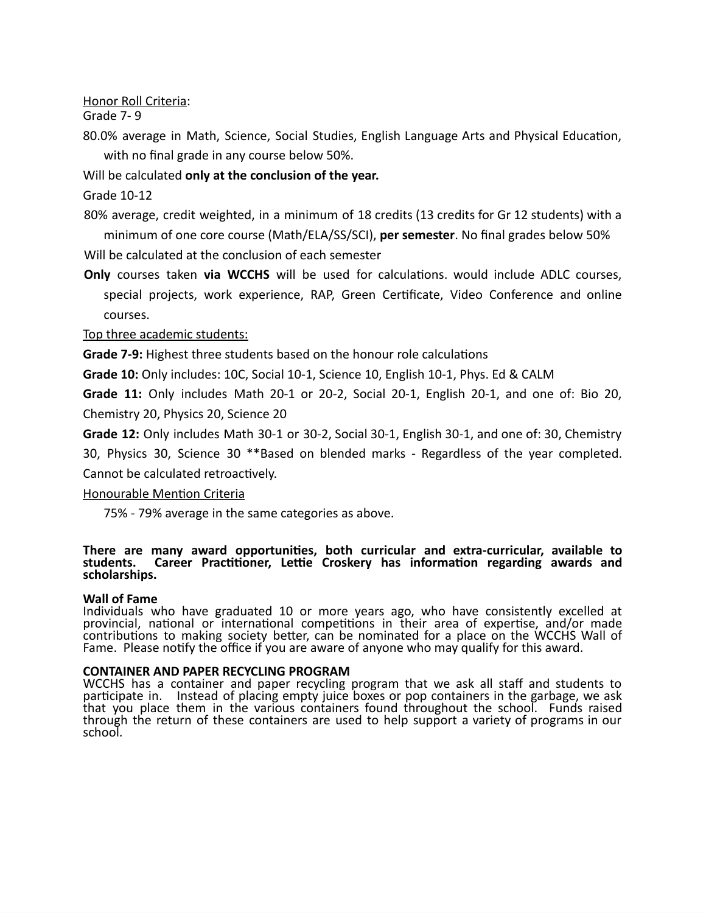Honor Roll Criteria:

Grade 7- 9

80.0% average in Math, Science, Social Studies, English Language Arts and Physical Education, with no final grade in any course below 50%.

Will be calculated **only at the conclusion of the year.**

Grade 10-12

80% average, credit weighted, in a minimum of 18 credits (13 credits for Gr 12 students) with a minimum of one core course (Math/ELA/SS/SCI), **per semester**. No final grades below 50%

Will be calculated at the conclusion of each semester

**Only** courses taken **via WCCHS** will be used for calculations. would include ADLC courses, special projects, work experience, RAP, Green Certificate, Video Conference and online courses.

Top three academic students:

**Grade 7-9:** Highest three students based on the honour role calculations

**Grade 10:** Only includes: 10C, Social 10-1, Science 10, English 10-1, Phys. Ed & CALM

**Grade 11:** Only includes Math 20-1 or 20-2, Social 20-1, English 20-1, and one of: Bio 20, Chemistry 20, Physics 20, Science 20

**Grade 12:** Only includes Math 30-1 or 30-2, Social 30-1, English 30-1, and one of: 30, Chemistry 30, Physics 30, Science 30 **Based on blended marks - Regardless of the year completed. Cannot be calculated retroactively.

Honourable Mention Criteria

75% - 79% average in the same categories as above.

**There are many award opportunities, both curricular and extra-curricular, available to students. Career Practitioner, Lettie Croskery has information regarding awards and scholarships.**

**Wall of Fame**

Individuals who have graduated 10 or more years ago, who have consistently excelled at provincial, national or international competitions in their area of expertise, and/or made contributions to making society better, can be nominated for a place on the WCCHS Wall of Fame. Please notify the office if you are aware of anyone who may qualify for this award.

**CONTAINER AND PAPER RECYCLING PROGRAM**

WCCHS has a container and paper recycling program that we ask all staff and students to participate in. Instead of placing empty juice boxes or pop containers in the garbage, we ask that you place them in the various containers found throughout the school. Funds raised through the return of these containers are used to help support a variety of programs in our school.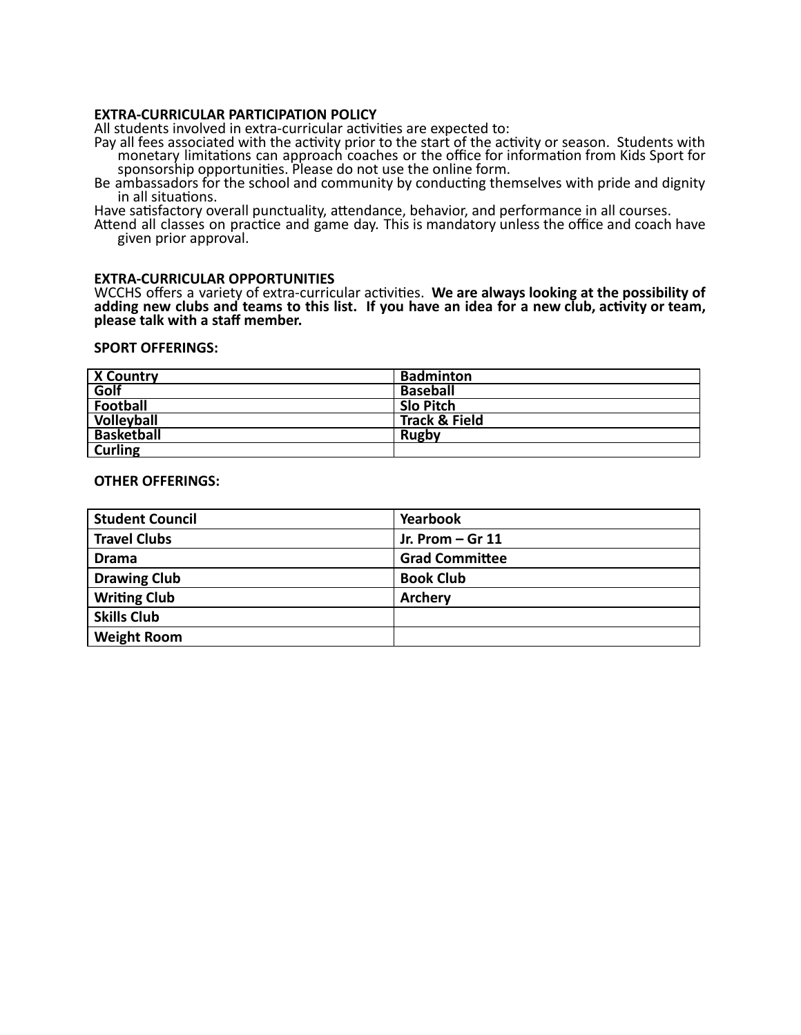**EXTRA-CURRICULAR PARTICIPATION POLICY**

All students involved in extra-curricular activities are expected to:

Pay all fees associated with the activity prior to the start of the activity or season. Students with monetary limitations can approach coaches or the office for information from Kids Sport for sponsorship opportunities. Please do not use the online form.

Be ambassadors for the school and community by conducting themselves with pride and dignity in all situations.

Have satisfactory overall punctuality, attendance, behavior, and performance in all courses.

Attend all classes on practice and game day. This is mandatory unless the office and coach have given prior approval.

**EXTRA-CURRICULAR OPPORTUNITIES**

WCCHS offers a variety of extra-curricular activities. **We are always looking at the possibility of adding new clubs and teams to this list. If you have an idea for a new club, activity or team, please talk with a staff member.**

**SPORT OFFERINGS:**

| | |
|---|---|
| **X Country** | **Badminton** |
| **Golf** | **Baseball** |
| **Football** | **Slo Pitch** |
| **Volleyball** | **Track & Field** |
| **Basketball** | **Rugby** |
| **Curling** | |

**OTHER OFFERINGS:**

| | |
|---|---|
| **Student Council** | **Yearbook** |
| **Travel Clubs** | **Jr. Prom – Gr 11** |
| **Drama** | **Grad Committee** |
| **Drawing Club** | **Book Club** |
| **Writing Club** | **Archery** |
| **Skills Club** | |
| **Weight Room** | |